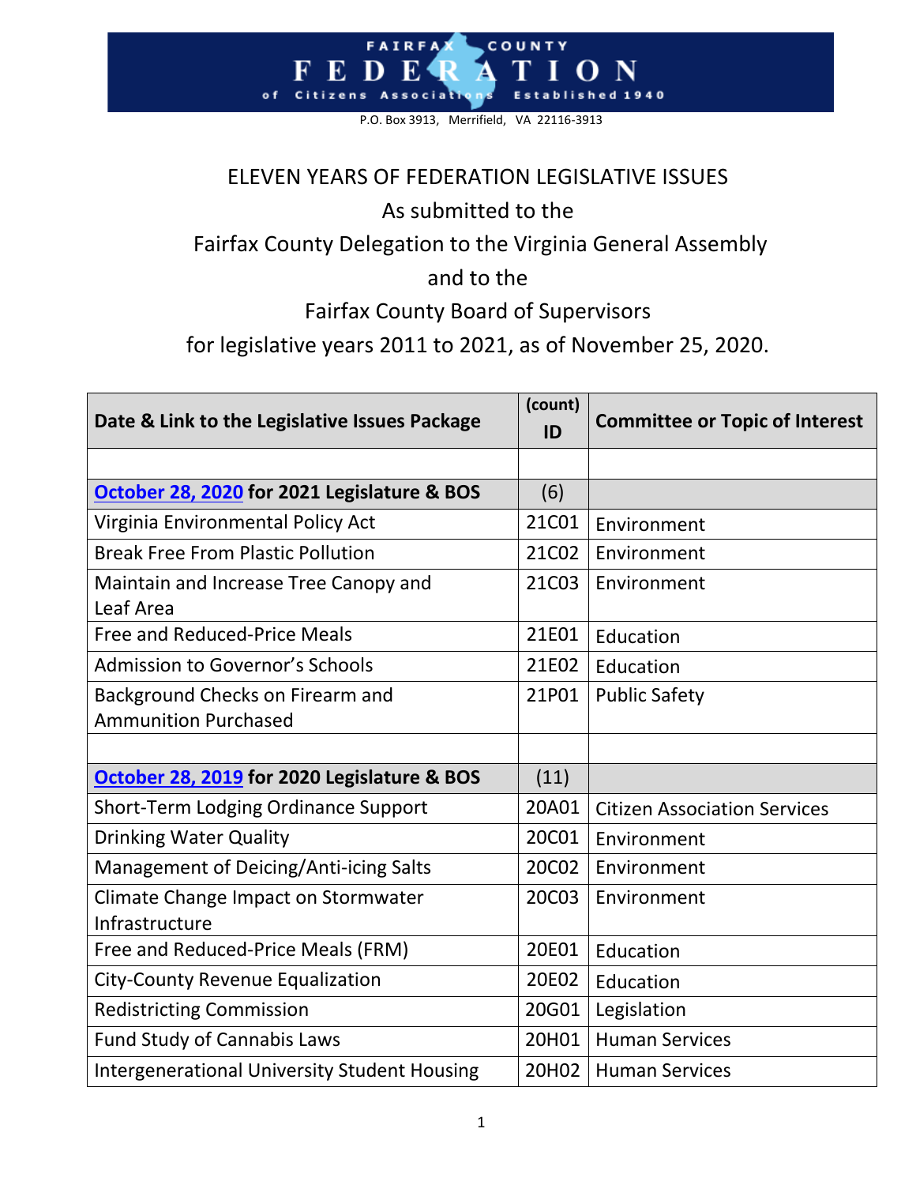FAIRFAX COUNTY FEDERATION of Citizens Associations Established 1940

P.O. Box 3913, Merrifield, VA 22116-3913

# ELEVEN YEARS OF FEDERATION LEGISLATIVE ISSUES

As submitted to the
Fairfax County Delegation to the Virginia General Assembly
and to the
Fairfax County Board of Supervisors
for legislative years 2011 to 2021, as of November 25, 2020.

| Date & Link to the Legislative Issues Package | (count) ID | Committee or Topic of Interest |
|---|---|---|
| | | |
| **October 28, 2020 for 2021 Legislature & BOS** | (6) | |
| Virginia Environmental Policy Act | 21C01 | Environment |
| Break Free From Plastic Pollution | 21C02 | Environment |
| Maintain and Increase Tree Canopy and Leaf Area | 21C03 | Environment |
| Free and Reduced-Price Meals | 21E01 | Education |
| Admission to Governor's Schools | 21E02 | Education |
| Background Checks on Firearm and Ammunition Purchased | 21P01 | Public Safety |
| | | |
| **October 28, 2019 for 2020 Legislature & BOS** | (11) | |
| Short-Term Lodging Ordinance Support | 20A01 | Citizen Association Services |
| Drinking Water Quality | 20C01 | Environment |
| Management of Deicing/Anti-icing Salts | 20C02 | Environment |
| Climate Change Impact on Stormwater Infrastructure | 20C03 | Environment |
| Free and Reduced-Price Meals (FRM) | 20E01 | Education |
| City-County Revenue Equalization | 20E02 | Education |
| Redistricting Commission | 20G01 | Legislation |
| Fund Study of Cannabis Laws | 20H01 | Human Services |
| Intergenerational University Student Housing | 20H02 | Human Services |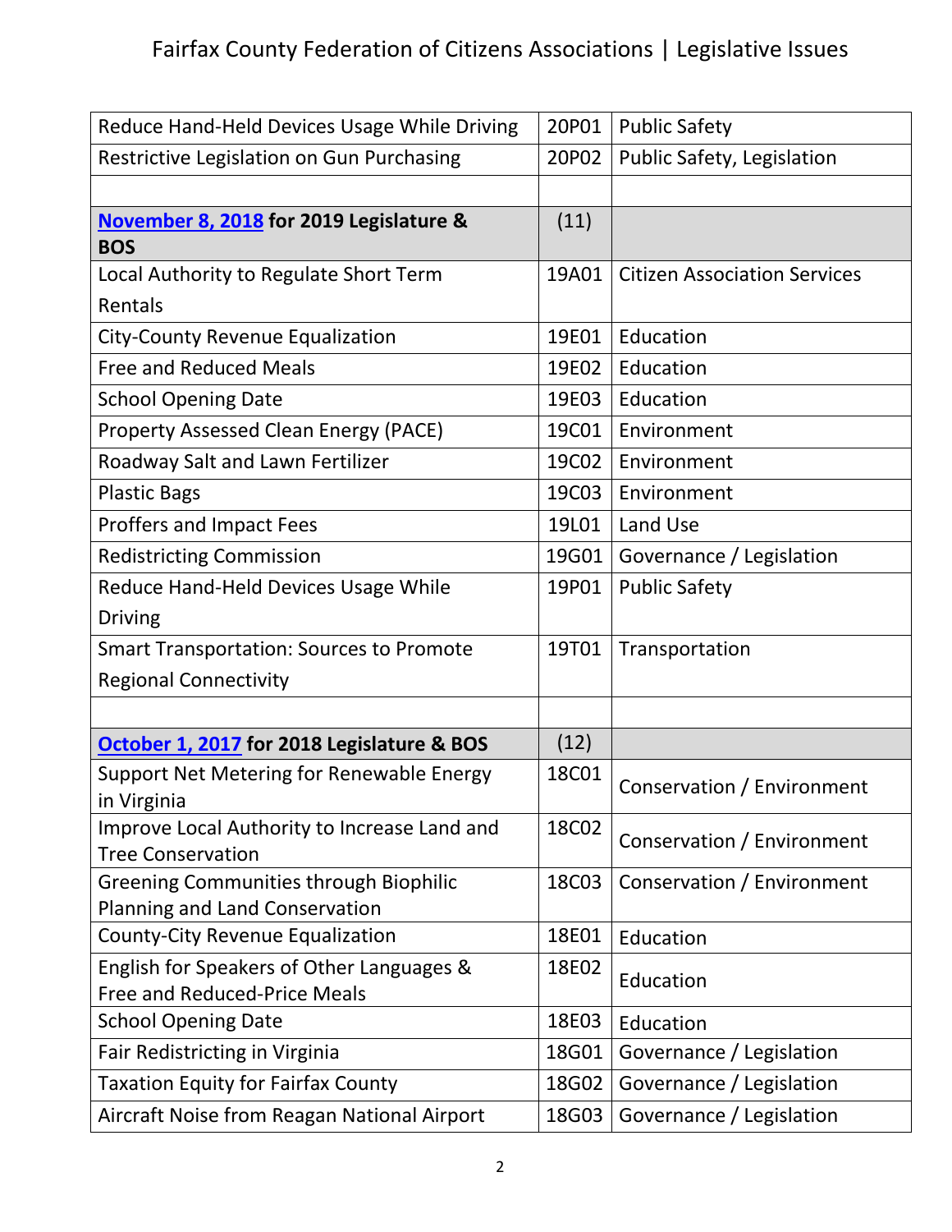| | | |
|---|---|---|
| Reduce Hand-Held Devices Usage While Driving | 20P01 | Public Safety |
| Restrictive Legislation on Gun Purchasing | 20P02 | Public Safety, Legislation |
| | | |
| **November 8, 2018 for 2019 Legislature & BOS** | (11) | |
| Local Authority to Regulate Short Term Rentals | 19A01 | Citizen Association Services |
| City-County Revenue Equalization | 19E01 | Education |
| Free and Reduced Meals | 19E02 | Education |
| School Opening Date | 19E03 | Education |
| Property Assessed Clean Energy (PACE) | 19C01 | Environment |
| Roadway Salt and Lawn Fertilizer | 19C02 | Environment |
| Plastic Bags | 19C03 | Environment |
| Proffers and Impact Fees | 19L01 | Land Use |
| Redistricting Commission | 19G01 | Governance / Legislation |
| Reduce Hand-Held Devices Usage While Driving | 19P01 | Public Safety |
| Smart Transportation: Sources to Promote Regional Connectivity | 19T01 | Transportation |
| | | |
| **October 1, 2017 for 2018 Legislature & BOS** | (12) | |
| Support Net Metering for Renewable Energy in Virginia | 18C01 | Conservation / Environment |
| Improve Local Authority to Increase Land and Tree Conservation | 18C02 | Conservation / Environment |
| Greening Communities through Biophilic Planning and Land Conservation | 18C03 | Conservation / Environment |
| County-City Revenue Equalization | 18E01 | Education |
| English for Speakers of Other Languages & Free and Reduced-Price Meals | 18E02 | Education |
| School Opening Date | 18E03 | Education |
| Fair Redistricting in Virginia | 18G01 | Governance / Legislation |
| Taxation Equity for Fairfax County | 18G02 | Governance / Legislation |
| Aircraft Noise from Reagan National Airport | 18G03 | Governance / Legislation |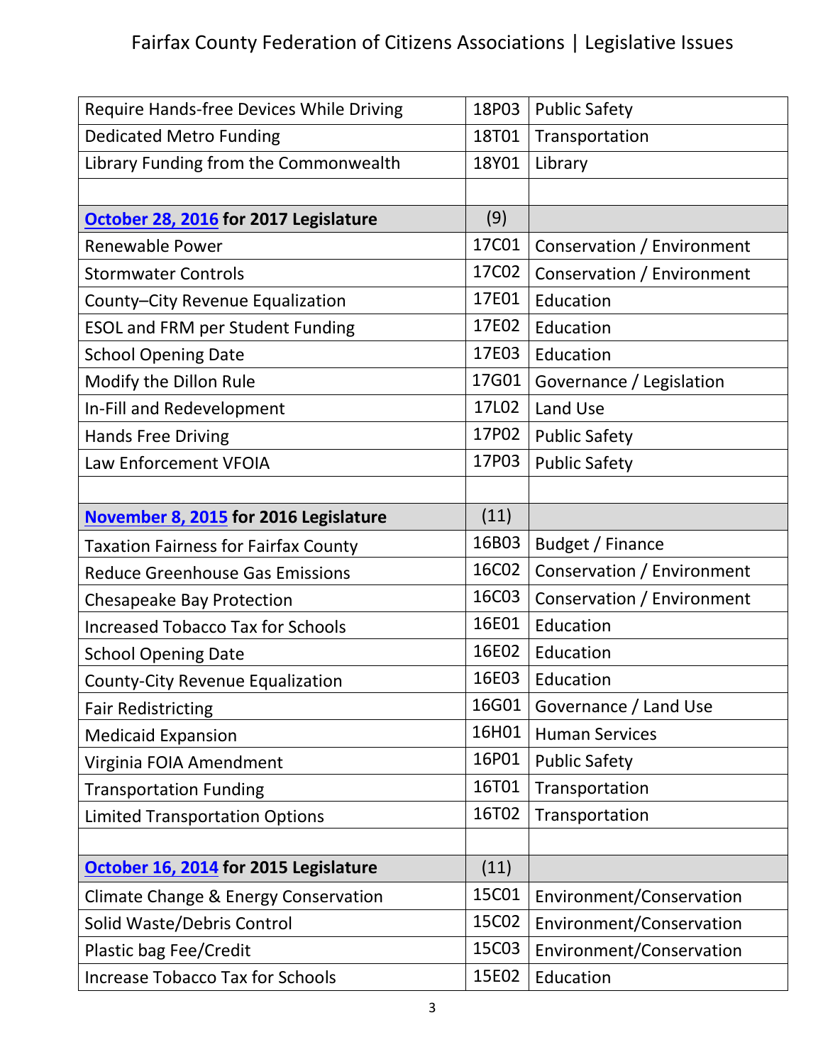| | | |
|---|---|---|
| Require Hands-free Devices While Driving | 18P03 | Public Safety |
| Dedicated Metro Funding | 18T01 | Transportation |
| Library Funding from the Commonwealth | 18Y01 | Library |
| | | |
| **[October 28, 2016]() for 2017 Legislature** | (9) | |
| Renewable Power | 17C01 | Conservation / Environment |
| Stormwater Controls | 17C02 | Conservation / Environment |
| County–City Revenue Equalization | 17E01 | Education |
| ESOL and FRM per Student Funding | 17E02 | Education |
| School Opening Date | 17E03 | Education |
| Modify the Dillon Rule | 17G01 | Governance / Legislation |
| In-Fill and Redevelopment | 17L02 | Land Use |
| Hands Free Driving | 17P02 | Public Safety |
| Law Enforcement VFOIA | 17P03 | Public Safety |
| | | |
| **[November 8, 2015]() for 2016 Legislature** | (11) | |
| Taxation Fairness for Fairfax County | 16B03 | Budget / Finance |
| Reduce Greenhouse Gas Emissions | 16C02 | Conservation / Environment |
| Chesapeake Bay Protection | 16C03 | Conservation / Environment |
| Increased Tobacco Tax for Schools | 16E01 | Education |
| School Opening Date | 16E02 | Education |
| County-City Revenue Equalization | 16E03 | Education |
| Fair Redistricting | 16G01 | Governance / Land Use |
| Medicaid Expansion | 16H01 | Human Services |
| Virginia FOIA Amendment | 16P01 | Public Safety |
| Transportation Funding | 16T01 | Transportation |
| Limited Transportation Options | 16T02 | Transportation |
| | | |
| **[October 16, 2014]() for 2015 Legislature** | (11) | |
| Climate Change & Energy Conservation | 15C01 | Environment/Conservation |
| Solid Waste/Debris Control | 15C02 | Environment/Conservation |
| Plastic bag Fee/Credit | 15C03 | Environment/Conservation |
| Increase Tobacco Tax for Schools | 15E02 | Education |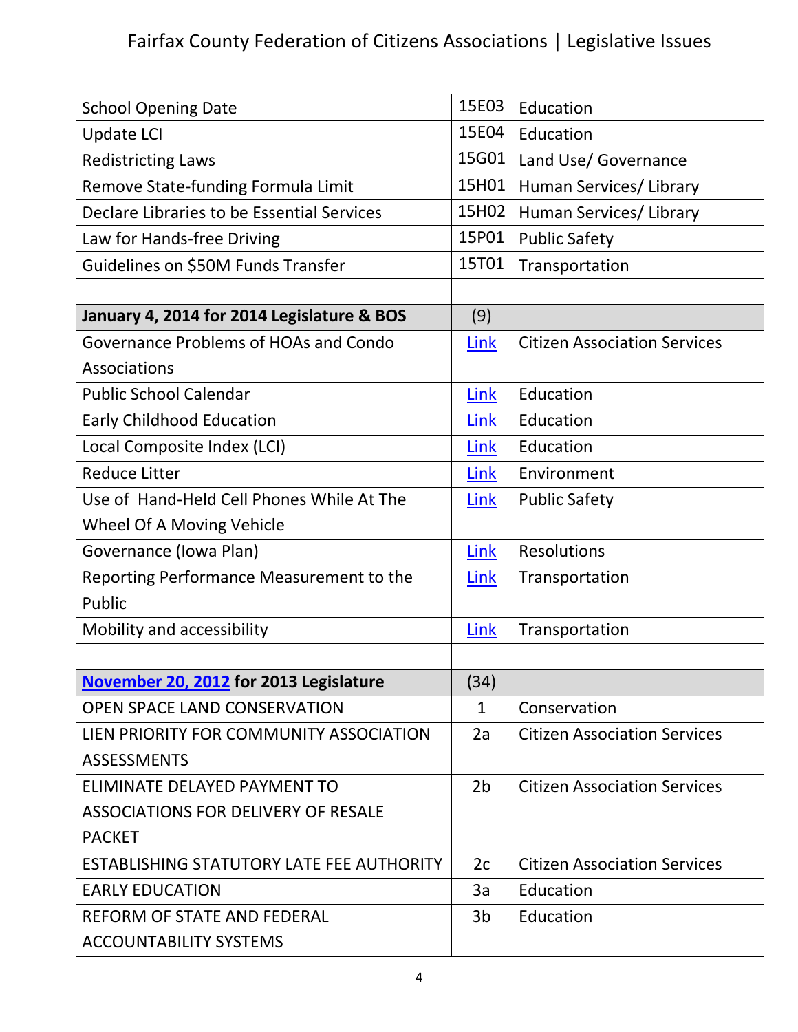| | | |
|---|---|---|
| School Opening Date | 15E03 | Education |
| Update LCI | 15E04 | Education |
| Redistricting Laws | 15G01 | Land Use/ Governance |
| Remove State-funding Formula Limit | 15H01 | Human Services/ Library |
| Declare Libraries to be Essential Services | 15H02 | Human Services/ Library |
| Law for Hands-free Driving | 15P01 | Public Safety |
| Guidelines on $50M Funds Transfer | 15T01 | Transportation |
| | | |
| **January 4, 2014 for 2014 Legislature & BOS** | (9) | |
| Governance Problems of HOAs and Condo Associations | Link | Citizen Association Services |
| Public School Calendar | Link | Education |
| Early Childhood Education | Link | Education |
| Local Composite Index (LCI) | Link | Education |
| Reduce Litter | Link | Environment |
| Use of Hand-Held Cell Phones While At The Wheel Of A Moving Vehicle | Link | Public Safety |
| Governance (Iowa Plan) | Link | Resolutions |
| Reporting Performance Measurement to the Public | Link | Transportation |
| Mobility and accessibility | Link | Transportation |
| | | |
| **November 20, 2012 for 2013 Legislature** | (34) | |
| OPEN SPACE LAND CONSERVATION | 1 | Conservation |
| LIEN PRIORITY FOR COMMUNITY ASSOCIATION ASSESSMENTS | 2a | Citizen Association Services |
| ELIMINATE DELAYED PAYMENT TO ASSOCIATIONS FOR DELIVERY OF RESALE PACKET | 2b | Citizen Association Services |
| ESTABLISHING STATUTORY LATE FEE AUTHORITY | 2c | Citizen Association Services |
| EARLY EDUCATION | 3a | Education |
| REFORM OF STATE AND FEDERAL ACCOUNTABILITY SYSTEMS | 3b | Education |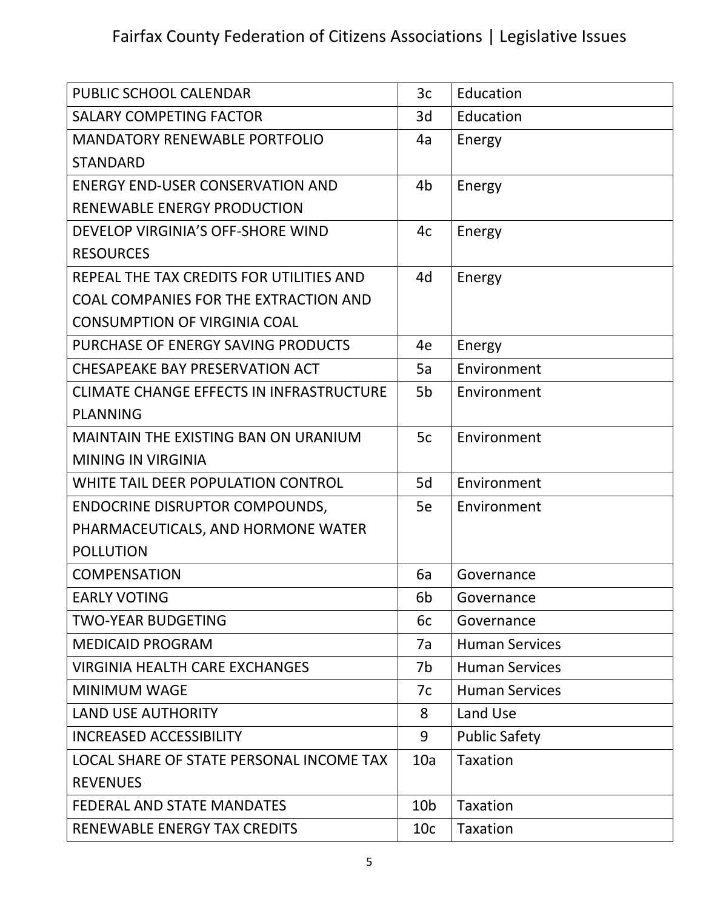| | | |
|---|---|---|
| PUBLIC SCHOOL CALENDAR | 3c | Education |
| SALARY COMPETING FACTOR | 3d | Education |
| MANDATORY RENEWABLE PORTFOLIO STANDARD | 4a | Energy |
| ENERGY END-USER CONSERVATION AND RENEWABLE ENERGY PRODUCTION | 4b | Energy |
| DEVELOP VIRGINIA'S OFF-SHORE WIND RESOURCES | 4c | Energy |
| REPEAL THE TAX CREDITS FOR UTILITIES AND COAL COMPANIES FOR THE EXTRACTION AND CONSUMPTION OF VIRGINIA COAL | 4d | Energy |
| PURCHASE OF ENERGY SAVING PRODUCTS | 4e | Energy |
| CHESAPEAKE BAY PRESERVATION ACT | 5a | Environment |
| CLIMATE CHANGE EFFECTS IN INFRASTRUCTURE PLANNING | 5b | Environment |
| MAINTAIN THE EXISTING BAN ON URANIUM MINING IN VIRGINIA | 5c | Environment |
| WHITE TAIL DEER POPULATION CONTROL | 5d | Environment |
| ENDOCRINE DISRUPTOR COMPOUNDS, PHARMACEUTICALS, AND HORMONE WATER POLLUTION | 5e | Environment |
| COMPENSATION | 6a | Governance |
| EARLY VOTING | 6b | Governance |
| TWO-YEAR BUDGETING | 6c | Governance |
| MEDICAID PROGRAM | 7a | Human Services |
| VIRGINIA HEALTH CARE EXCHANGES | 7b | Human Services |
| MINIMUM WAGE | 7c | Human Services |
| LAND USE AUTHORITY | 8 | Land Use |
| INCREASED ACCESSIBILITY | 9 | Public Safety |
| LOCAL SHARE OF STATE PERSONAL INCOME TAX REVENUES | 10a | Taxation |
| FEDERAL AND STATE MANDATES | 10b | Taxation |
| RENEWABLE ENERGY TAX CREDITS | 10c | Taxation |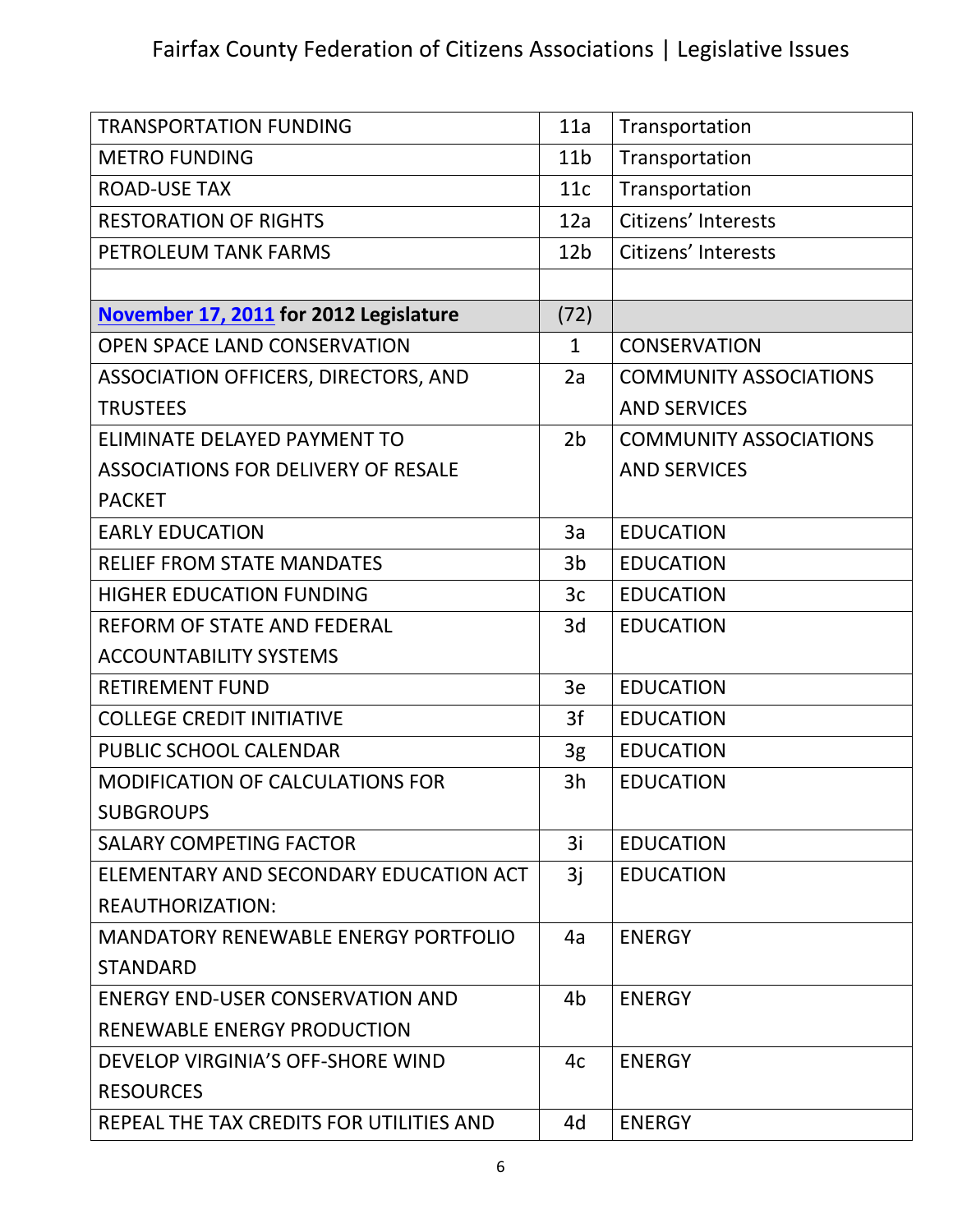| | | |
|---|---|---|
| TRANSPORTATION FUNDING | 11a | Transportation |
| METRO FUNDING | 11b | Transportation |
| ROAD-USE TAX | 11c | Transportation |
| RESTORATION OF RIGHTS | 12a | Citizens' Interests |
| PETROLEUM TANK FARMS | 12b | Citizens' Interests |
| | | |
| **November 17, 2011 for 2012 Legislature** | (72) | |
| OPEN SPACE LAND CONSERVATION | 1 | CONSERVATION |
| ASSOCIATION OFFICERS, DIRECTORS, AND TRUSTEES | 2a | COMMUNITY ASSOCIATIONS AND SERVICES |
| ELIMINATE DELAYED PAYMENT TO ASSOCIATIONS FOR DELIVERY OF RESALE PACKET | 2b | COMMUNITY ASSOCIATIONS AND SERVICES |
| EARLY EDUCATION | 3a | EDUCATION |
| RELIEF FROM STATE MANDATES | 3b | EDUCATION |
| HIGHER EDUCATION FUNDING | 3c | EDUCATION |
| REFORM OF STATE AND FEDERAL ACCOUNTABILITY SYSTEMS | 3d | EDUCATION |
| RETIREMENT FUND | 3e | EDUCATION |
| COLLEGE CREDIT INITIATIVE | 3f | EDUCATION |
| PUBLIC SCHOOL CALENDAR | 3g | EDUCATION |
| MODIFICATION OF CALCULATIONS FOR SUBGROUPS | 3h | EDUCATION |
| SALARY COMPETING FACTOR | 3i | EDUCATION |
| ELEMENTARY AND SECONDARY EDUCATION ACT REAUTHORIZATION: | 3j | EDUCATION |
| MANDATORY RENEWABLE ENERGY PORTFOLIO STANDARD | 4a | ENERGY |
| ENERGY END-USER CONSERVATION AND RENEWABLE ENERGY PRODUCTION | 4b | ENERGY |
| DEVELOP VIRGINIA'S OFF-SHORE WIND RESOURCES | 4c | ENERGY |
| REPEAL THE TAX CREDITS FOR UTILITIES AND | 4d | ENERGY |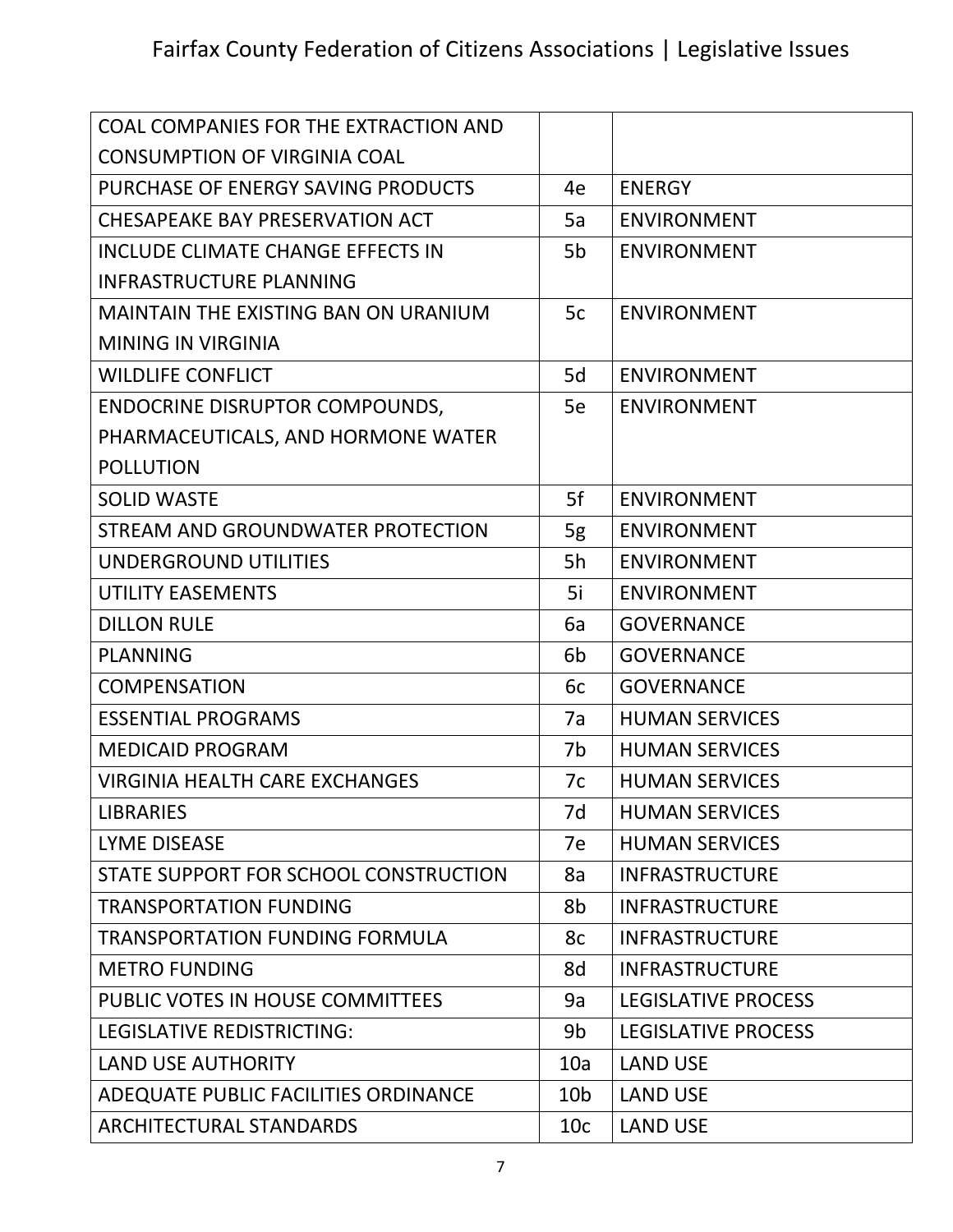| | | |
|---|---|---|
| COAL COMPANIES FOR THE EXTRACTION AND CONSUMPTION OF VIRGINIA COAL | | |
| PURCHASE OF ENERGY SAVING PRODUCTS | 4e | ENERGY |
| CHESAPEAKE BAY PRESERVATION ACT | 5a | ENVIRONMENT |
| INCLUDE CLIMATE CHANGE EFFECTS IN INFRASTRUCTURE PLANNING | 5b | ENVIRONMENT |
| MAINTAIN THE EXISTING BAN ON URANIUM MINING IN VIRGINIA | 5c | ENVIRONMENT |
| WILDLIFE CONFLICT | 5d | ENVIRONMENT |
| ENDOCRINE DISRUPTOR COMPOUNDS, PHARMACEUTICALS, AND HORMONE WATER POLLUTION | 5e | ENVIRONMENT |
| SOLID WASTE | 5f | ENVIRONMENT |
| STREAM AND GROUNDWATER PROTECTION | 5g | ENVIRONMENT |
| UNDERGROUND UTILITIES | 5h | ENVIRONMENT |
| UTILITY EASEMENTS | 5i | ENVIRONMENT |
| DILLON RULE | 6a | GOVERNANCE |
| PLANNING | 6b | GOVERNANCE |
| COMPENSATION | 6c | GOVERNANCE |
| ESSENTIAL PROGRAMS | 7a | HUMAN SERVICES |
| MEDICAID PROGRAM | 7b | HUMAN SERVICES |
| VIRGINIA HEALTH CARE EXCHANGES | 7c | HUMAN SERVICES |
| LIBRARIES | 7d | HUMAN SERVICES |
| LYME DISEASE | 7e | HUMAN SERVICES |
| STATE SUPPORT FOR SCHOOL CONSTRUCTION | 8a | INFRASTRUCTURE |
| TRANSPORTATION FUNDING | 8b | INFRASTRUCTURE |
| TRANSPORTATION FUNDING FORMULA | 8c | INFRASTRUCTURE |
| METRO FUNDING | 8d | INFRASTRUCTURE |
| PUBLIC VOTES IN HOUSE COMMITTEES | 9a | LEGISLATIVE PROCESS |
| LEGISLATIVE REDISTRICTING: | 9b | LEGISLATIVE PROCESS |
| LAND USE AUTHORITY | 10a | LAND USE |
| ADEQUATE PUBLIC FACILITIES ORDINANCE | 10b | LAND USE |
| ARCHITECTURAL STANDARDS | 10c | LAND USE |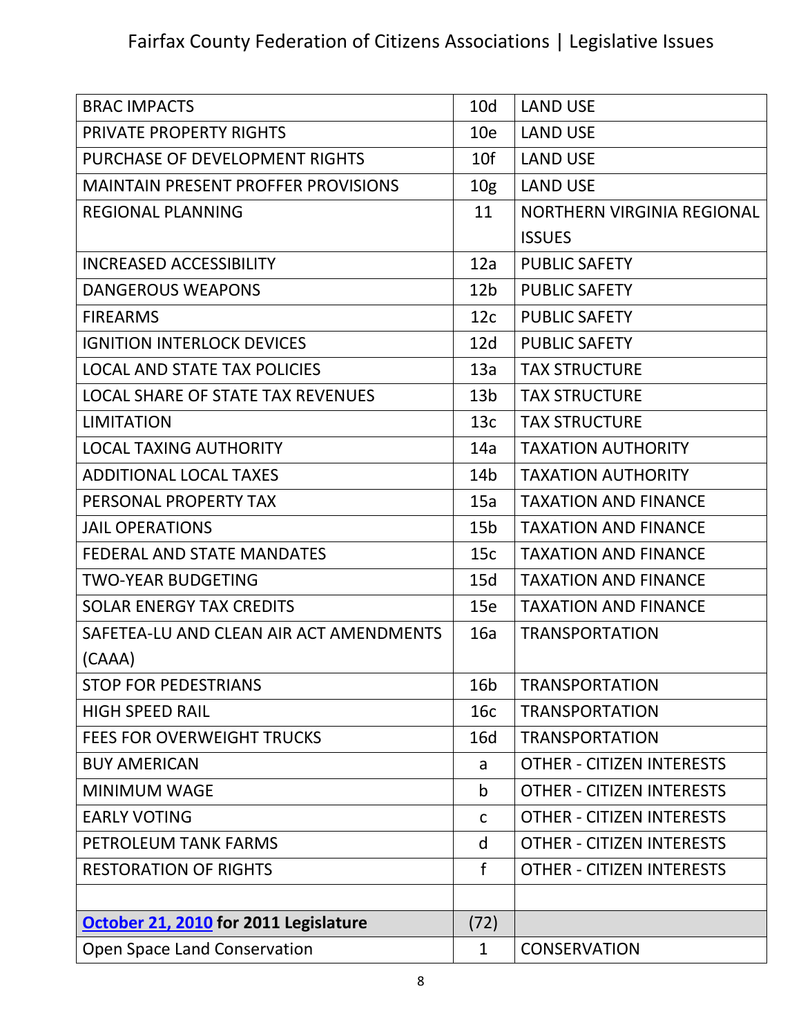| | | |
|---|---|---|
| BRAC IMPACTS | 10d | LAND USE |
| PRIVATE PROPERTY RIGHTS | 10e | LAND USE |
| PURCHASE OF DEVELOPMENT RIGHTS | 10f | LAND USE |
| MAINTAIN PRESENT PROFFER PROVISIONS | 10g | LAND USE |
| REGIONAL PLANNING | 11 | NORTHERN VIRGINIA REGIONAL ISSUES |
| INCREASED ACCESSIBILITY | 12a | PUBLIC SAFETY |
| DANGEROUS WEAPONS | 12b | PUBLIC SAFETY |
| FIREARMS | 12c | PUBLIC SAFETY |
| IGNITION INTERLOCK DEVICES | 12d | PUBLIC SAFETY |
| LOCAL AND STATE TAX POLICIES | 13a | TAX STRUCTURE |
| LOCAL SHARE OF STATE TAX REVENUES | 13b | TAX STRUCTURE |
| LIMITATION | 13c | TAX STRUCTURE |
| LOCAL TAXING AUTHORITY | 14a | TAXATION AUTHORITY |
| ADDITIONAL LOCAL TAXES | 14b | TAXATION AUTHORITY |
| PERSONAL PROPERTY TAX | 15a | TAXATION AND FINANCE |
| JAIL OPERATIONS | 15b | TAXATION AND FINANCE |
| FEDERAL AND STATE MANDATES | 15c | TAXATION AND FINANCE |
| TWO-YEAR BUDGETING | 15d | TAXATION AND FINANCE |
| SOLAR ENERGY TAX CREDITS | 15e | TAXATION AND FINANCE |
| SAFETEA-LU AND CLEAN AIR ACT AMENDMENTS (CAAA) | 16a | TRANSPORTATION |
| STOP FOR PEDESTRIANS | 16b | TRANSPORTATION |
| HIGH SPEED RAIL | 16c | TRANSPORTATION |
| FEES FOR OVERWEIGHT TRUCKS | 16d | TRANSPORTATION |
| BUY AMERICAN | a | OTHER - CITIZEN INTERESTS |
| MINIMUM WAGE | b | OTHER - CITIZEN INTERESTS |
| EARLY VOTING | c | OTHER - CITIZEN INTERESTS |
| PETROLEUM TANK FARMS | d | OTHER - CITIZEN INTERESTS |
| RESTORATION OF RIGHTS | f | OTHER - CITIZEN INTERESTS |
| | | |
| **October 21, 2010 for 2011 Legislature** | (72) | |
| Open Space Land Conservation | 1 | CONSERVATION |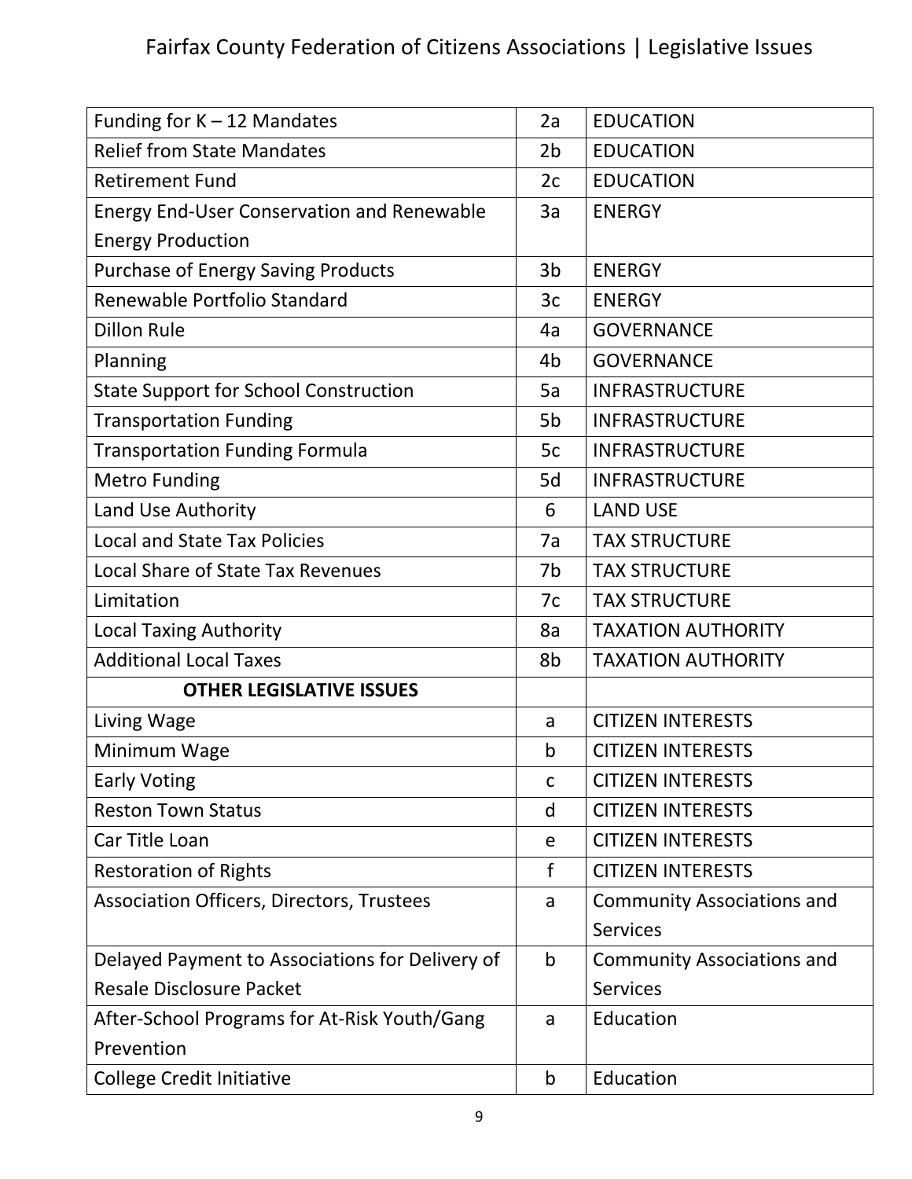| Funding for K – 12 Mandates | 2a | EDUCATION |
|---|---|---|
| Relief from State Mandates | 2b | EDUCATION |
| Retirement Fund | 2c | EDUCATION |
| Energy End-User Conservation and Renewable Energy Production | 3a | ENERGY |
| Purchase of Energy Saving Products | 3b | ENERGY |
| Renewable Portfolio Standard | 3c | ENERGY |
| Dillon Rule | 4a | GOVERNANCE |
| Planning | 4b | GOVERNANCE |
| State Support for School Construction | 5a | INFRASTRUCTURE |
| Transportation Funding | 5b | INFRASTRUCTURE |
| Transportation Funding Formula | 5c | INFRASTRUCTURE |
| Metro Funding | 5d | INFRASTRUCTURE |
| Land Use Authority | 6 | LAND USE |
| Local and State Tax Policies | 7a | TAX STRUCTURE |
| Local Share of State Tax Revenues | 7b | TAX STRUCTURE |
| Limitation | 7c | TAX STRUCTURE |
| Local Taxing Authority | 8a | TAXATION AUTHORITY |
| Additional Local Taxes | 8b | TAXATION AUTHORITY |
| **OTHER LEGISLATIVE ISSUES** | | |
| Living Wage | a | CITIZEN INTERESTS |
| Minimum Wage | b | CITIZEN INTERESTS |
| Early Voting | c | CITIZEN INTERESTS |
| Reston Town Status | d | CITIZEN INTERESTS |
| Car Title Loan | e | CITIZEN INTERESTS |
| Restoration of Rights | f | CITIZEN INTERESTS |
| Association Officers, Directors, Trustees | a | Community Associations and Services |
| Delayed Payment to Associations for Delivery of Resale Disclosure Packet | b | Community Associations and Services |
| After-School Programs for At-Risk Youth/Gang Prevention | a | Education |
| College Credit Initiative | b | Education |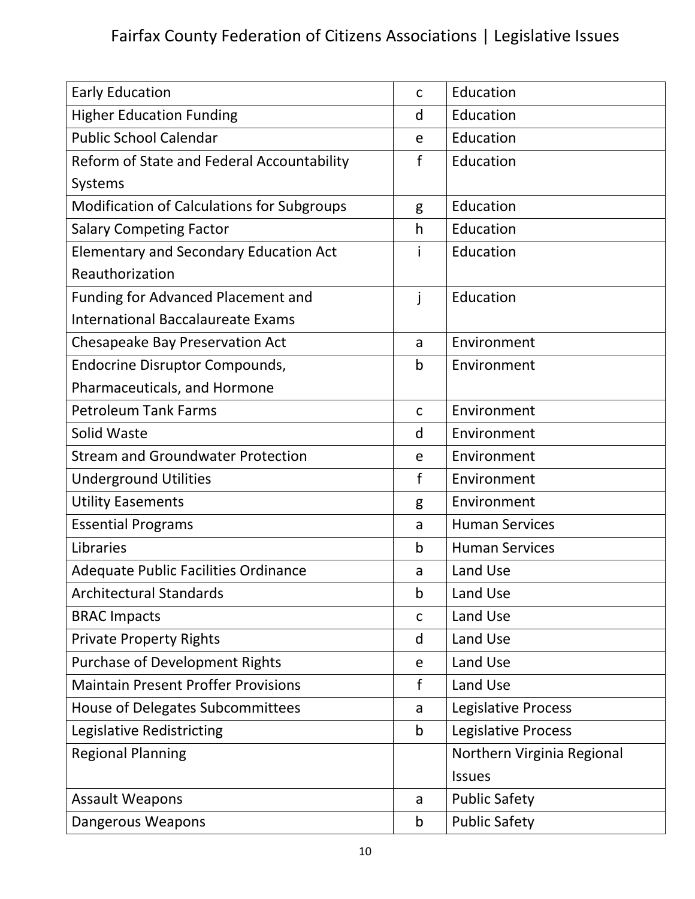| | | |
|---|---|---|
| Early Education | c | Education |
| Higher Education Funding | d | Education |
| Public School Calendar | e | Education |
| Reform of State and Federal Accountability Systems | f | Education |
| Modification of Calculations for Subgroups | g | Education |
| Salary Competing Factor | h | Education |
| Elementary and Secondary Education Act Reauthorization | i | Education |
| Funding for Advanced Placement and International Baccalaureate Exams | j | Education |
| Chesapeake Bay Preservation Act | a | Environment |
| Endocrine Disruptor Compounds, Pharmaceuticals, and Hormone | b | Environment |
| Petroleum Tank Farms | c | Environment |
| Solid Waste | d | Environment |
| Stream and Groundwater Protection | e | Environment |
| Underground Utilities | f | Environment |
| Utility Easements | g | Environment |
| Essential Programs | a | Human Services |
| Libraries | b | Human Services |
| Adequate Public Facilities Ordinance | a | Land Use |
| Architectural Standards | b | Land Use |
| BRAC Impacts | c | Land Use |
| Private Property Rights | d | Land Use |
| Purchase of Development Rights | e | Land Use |
| Maintain Present Proffer Provisions | f | Land Use |
| House of Delegates Subcommittees | a | Legislative Process |
| Legislative Redistricting | b | Legislative Process |
| Regional Planning | | Northern Virginia Regional Issues |
| Assault Weapons | a | Public Safety |
| Dangerous Weapons | b | Public Safety |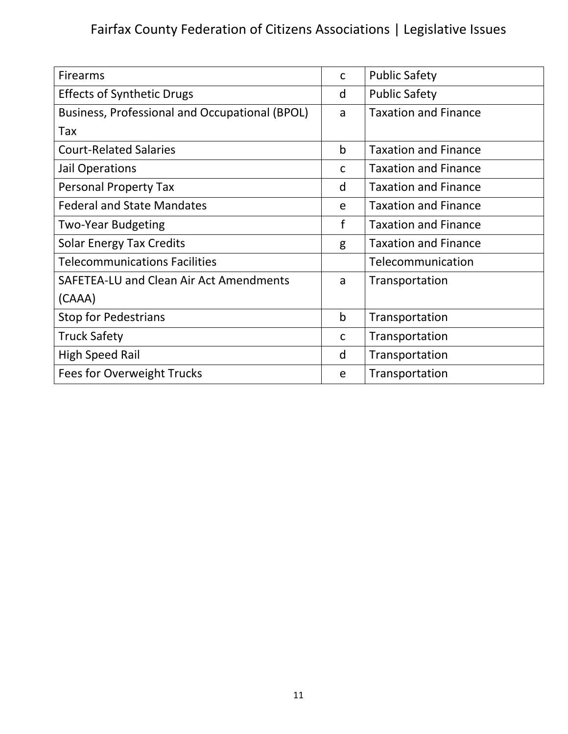| | | |
|---|---|---|
| Firearms | c | Public Safety |
| Effects of Synthetic Drugs | d | Public Safety |
| Business, Professional and Occupational (BPOL) Tax | a | Taxation and Finance |
| Court-Related Salaries | b | Taxation and Finance |
| Jail Operations | c | Taxation and Finance |
| Personal Property Tax | d | Taxation and Finance |
| Federal and State Mandates | e | Taxation and Finance |
| Two-Year Budgeting | f | Taxation and Finance |
| Solar Energy Tax Credits | g | Taxation and Finance |
| Telecommunications Facilities | | Telecommunication |
| SAFETEA-LU and Clean Air Act Amendments (CAAA) | a | Transportation |
| Stop for Pedestrians | b | Transportation |
| Truck Safety | c | Transportation |
| High Speed Rail | d | Transportation |
| Fees for Overweight Trucks | e | Transportation |